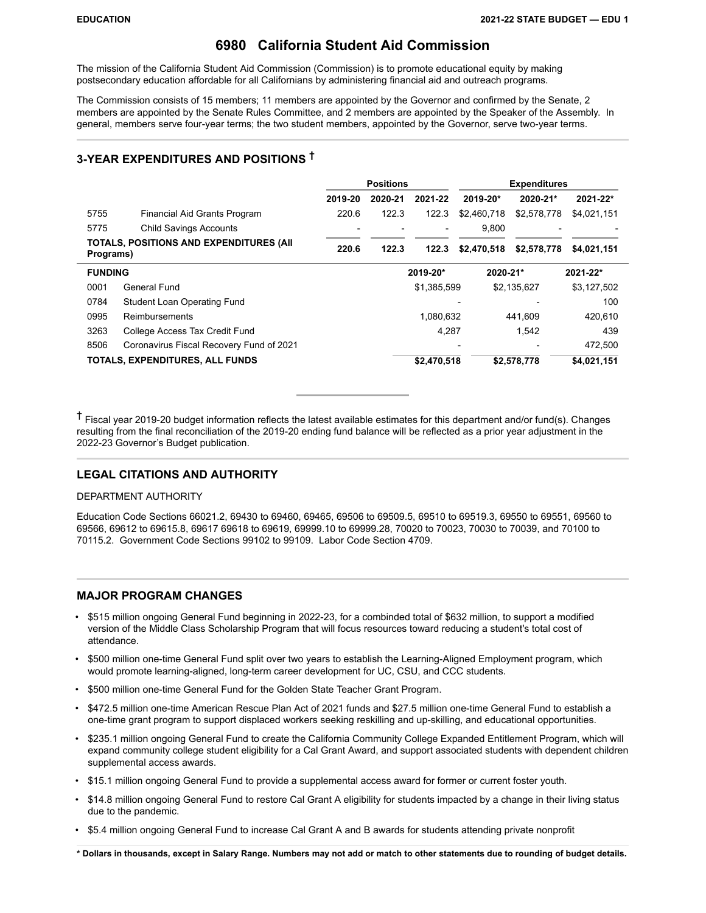# 6980 California Student Aid Commission

The mission of the California Student Aid Commission (Commission) is to promote educational equity by making postsecondary education affordable for all Californians by administering financial aid and outreach programs.

The Commission consists of 15 members; 11 members are appointed by the Governor and confirmed by the Senate, 2 members are appointed by the Senate Rules Committee, and 2 members are appointed by the Speaker of the Assembly. In general, members serve four-year terms; the two student members, appointed by the Governor, serve two-year terms.

## 3-YEAR EXPENDITURES AND POSITIONS †

| | | Positions | | | Expenditures | | |
|---|---|---|---|---|---|---|---|
| | | 2019-20 | 2020-21 | 2021-22 | 2019-20* | 2020-21* | 2021-22* |
| 5755 | Financial Aid Grants Program | 220.6 | 122.3 | 122.3 | $2,460,718 | $2,578,778 | $4,021,151 |
| 5775 | Child Savings Accounts | - | - | - | 9,800 | - | - |
| **TOTALS, POSITIONS AND EXPENDITURES (All Programs)** | | **220.6** | **122.3** | **122.3** | **$2,470,518** | **$2,578,778** | **$4,021,151** |

| FUNDING | | 2019-20* | 2020-21* | 2021-22* |
|---|---|---|---|---|
| 0001 | General Fund | $1,385,599 | $2,135,627 | $3,127,502 |
| 0784 | Student Loan Operating Fund | - | - | 100 |
| 0995 | Reimbursements | 1,080,632 | 441,609 | 420,610 |
| 3263 | College Access Tax Credit Fund | 4,287 | 1,542 | 439 |
| 8506 | Coronavirus Fiscal Recovery Fund of 2021 | - | - | 472,500 |
| **TOTALS, EXPENDITURES, ALL FUNDS** | | **$2,470,518** | **$2,578,778** | **$4,021,151** |

† Fiscal year 2019-20 budget information reflects the latest available estimates for this department and/or fund(s). Changes resulting from the final reconciliation of the 2019-20 ending fund balance will be reflected as a prior year adjustment in the 2022-23 Governor's Budget publication.

## LEGAL CITATIONS AND AUTHORITY

DEPARTMENT AUTHORITY

Education Code Sections 66021.2, 69430 to 69460, 69465, 69506 to 69509.5, 69510 to 69519.3, 69550 to 69551, 69560 to 69566, 69612 to 69615.8, 69617 69618 to 69619, 69999.10 to 69999.28, 70020 to 70023, 70030 to 70039, and 70100 to 70115.2. Government Code Sections 99102 to 99109. Labor Code Section 4709.

## MAJOR PROGRAM CHANGES

- $515 million ongoing General Fund beginning in 2022-23, for a combdined total of $632 million, to support a modified version of the Middle Class Scholarship Program that will focus resources toward reducing a student's total cost of attendance.
- $500 million one-time General Fund split over two years to establish the Learning-Aligned Employment program, which would promote learning-aligned, long-term career development for UC, CSU, and CCC students.
- $500 million one-time General Fund for the Golden State Teacher Grant Program.
- $472.5 million one-time American Rescue Plan Act of 2021 funds and $27.5 million one-time General Fund to establish a one-time grant program to support displaced workers seeking reskilling and up-skilling, and educational opportunities.
- $235.1 million ongoing General Fund to create the California Community College Expanded Entitlement Program, which will expand community college student eligibility for a Cal Grant Award, and support associated students with dependent children supplemental access awards.
- $15.1 million ongoing General Fund to provide a supplemental access award for former or current foster youth.
- $14.8 million ongoing General Fund to restore Cal Grant A eligibility for students impacted by a change in their living status due to the pandemic.
- $5.4 million ongoing General Fund to increase Cal Grant A and B awards for students attending private nonprofit

**\* Dollars in thousands, except in Salary Range. Numbers may not add or match to other statements due to rounding of budget details.**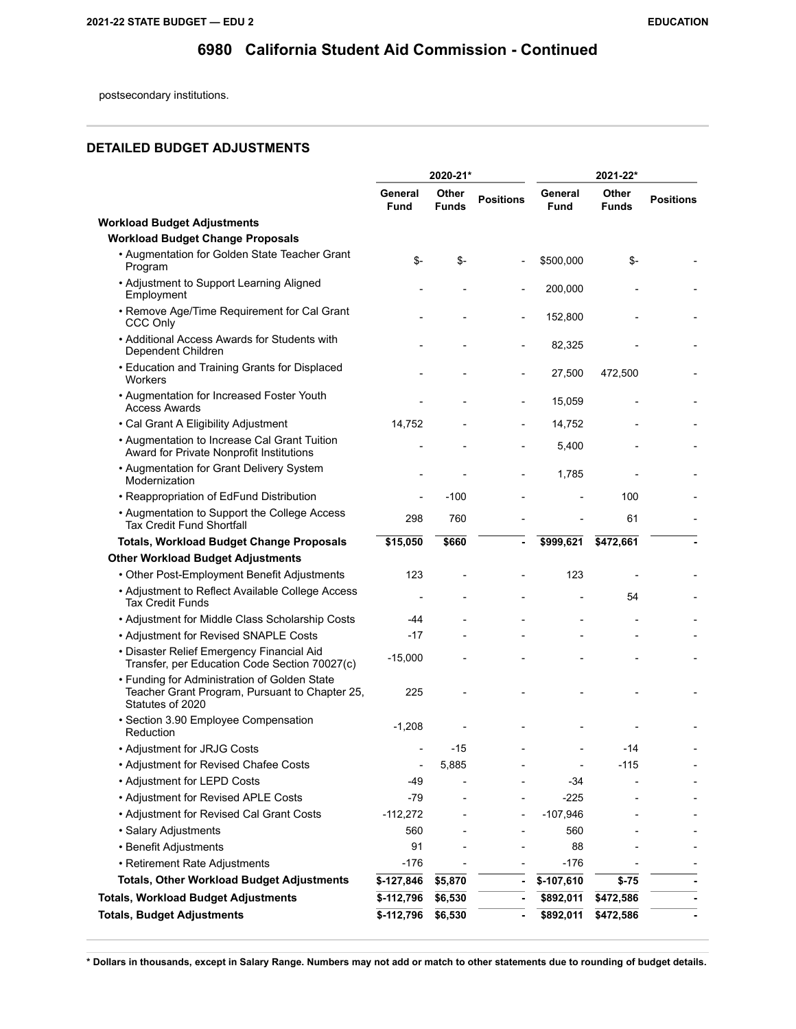# 6980 California Student Aid Commission - Continued

postsecondary institutions.

## DETAILED BUDGET ADJUSTMENTS

| | 2020-21* | | | 2021-22* | | |
|---|---|---|---|---|---|---|
| | General Fund | Other Funds | Positions | General Fund | Other Funds | Positions |
| **Workload Budget Adjustments** | | | | | | |
| **Workload Budget Change Proposals** | | | | | | |
| • Augmentation for Golden State Teacher Grant Program | $- | $- | - | $500,000 | $- | - |
| • Adjustment to Support Learning Aligned Employment | - | - | - | 200,000 | - | - |
| • Remove Age/Time Requirement for Cal Grant CCC Only | - | - | - | 152,800 | - | - |
| • Additional Access Awards for Students with Dependent Children | - | - | - | 82,325 | - | - |
| • Education and Training Grants for Displaced Workers | - | - | - | 27,500 | 472,500 | - |
| • Augmentation for Increased Foster Youth Access Awards | - | - | - | 15,059 | - | - |
| • Cal Grant A Eligibility Adjustment | 14,752 | - | - | 14,752 | - | - |
| • Augmentation to Increase Cal Grant Tuition Award for Private Nonprofit Institutions | - | - | - | 5,400 | - | - |
| • Augmentation for Grant Delivery System Modernization | - | - | - | 1,785 | - | - |
| • Reappropriation of EdFund Distribution | - | -100 | - | - | 100 | - |
| • Augmentation to Support the College Access Tax Credit Fund Shortfall | 298 | 760 | - | - | 61 | - |
| **Totals, Workload Budget Change Proposals** | **$15,050** | **$660** | **-** | **$999,621** | **$472,661** | **-** |
| **Other Workload Budget Adjustments** | | | | | | |
| • Other Post-Employment Benefit Adjustments | 123 | - | - | 123 | - | - |
| • Adjustment to Reflect Available College Access Tax Credit Funds | - | - | - | - | 54 | - |
| • Adjustment for Middle Class Scholarship Costs | -44 | - | - | - | - | - |
| • Adjustment for Revised SNAPLE Costs | -17 | - | - | - | - | - |
| • Disaster Relief Emergency Financial Aid Transfer, per Education Code Section 70027(c) | -15,000 | - | - | - | - | - |
| • Funding for Administration of Golden State Teacher Grant Program, Pursuant to Chapter 25, Statutes of 2020 | 225 | - | - | - | - | - |
| • Section 3.90 Employee Compensation Reduction | -1,208 | - | - | - | - | - |
| • Adjustment for JRJG Costs | - | -15 | - | - | -14 | - |
| • Adjustment for Revised Chafee Costs | - | 5,885 | - | - | -115 | - |
| • Adjustment for LEPD Costs | -49 | - | - | -34 | - | - |
| • Adjustment for Revised APLE Costs | -79 | - | - | -225 | - | - |
| • Adjustment for Revised Cal Grant Costs | -112,272 | - | - | -107,946 | - | - |
| • Salary Adjustments | 560 | - | - | 560 | - | - |
| • Benefit Adjustments | 91 | - | - | 88 | - | - |
| • Retirement Rate Adjustments | -176 | - | - | -176 | - | - |
| **Totals, Other Workload Budget Adjustments** | **$-127,846** | **$5,870** | **-** | **$-107,610** | **$-75** | **-** |
| **Totals, Workload Budget Adjustments** | **$-112,796** | **$6,530** | **-** | **$892,011** | **$472,586** | **-** |
| **Totals, Budget Adjustments** | **$-112,796** | **$6,530** | **-** | **$892,011** | **$472,586** | **-** |

**\* Dollars in thousands, except in Salary Range. Numbers may not add or match to other statements due to rounding of budget details.**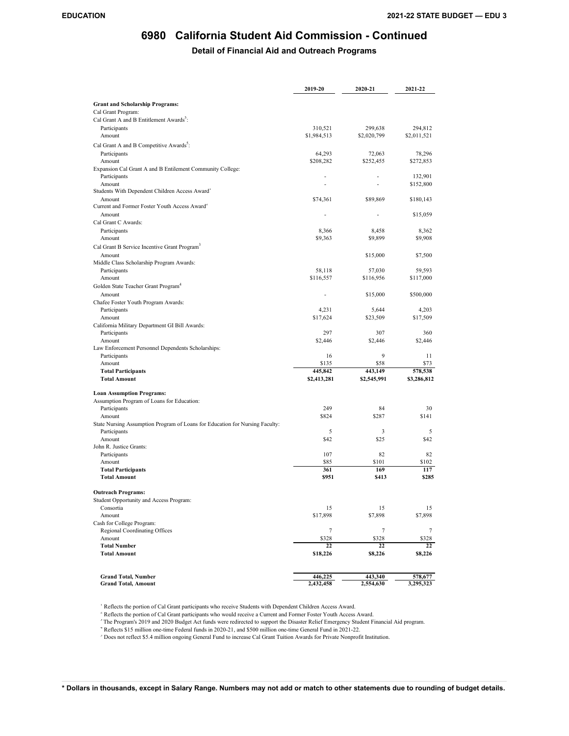# 6980 California Student Aid Commission - Continued

## Detail of Financial Aid and Outreach Programs

| | 2019-20 | 2020-21 | 2021-22 |
|---|---|---|---|
| **Grant and Scholarship Programs:** | | | |
| Cal Grant Program: | | | |
| Cal Grant A and B Entitlement Awards[5]: | | | |
| Participants | 310,521 | 299,638 | 294,812 |
| Amount | $1,984,513 | $2,020,799 | $2,011,521 |
| Cal Grant A and B Competitive Awards[5]: | | | |
| Participants | 64,293 | 72,063 | 78,296 |
| Amount | $208,282 | $252,455 | $272,853 |
| Expansion Cal Grant A and B Entilement Community College: | | | |
| Participants | - | - | 132,901 |
| Amount | - | - | $152,800 |
| Students With Dependent Children Access Award[1] | | | |
| Amount | $74,361 | $89,869 | $180,143 |
| Current and Former Foster Youth Access Award[2] | | | |
| Amount | - | - | $15,059 |
| Cal Grant C Awards: | | | |
| Participants | 8,366 | 8,458 | 8,362 |
| Amount | $9,363 | $9,899 | $9,908 |
| Cal Grant B Service Incentive Grant Program[3] | | | |
| Amount | | $15,000 | $7,500 |
| Middle Class Scholarship Program Awards: | | | |
| Participants | 58,118 | 57,030 | 59,593 |
| Amount | $116,557 | $116,956 | $117,000 |
| Golden State Teacher Grant Program[4] | | | |
| Amount | - | $15,000 | $500,000 |
| Chafee Foster Youth Program Awards: | | | |
| Participants | 4,231 | 5,644 | 4,203 |
| Amount | $17,624 | $23,509 | $17,509 |
| California Military Department GI Bill Awards: | | | |
| Participants | 297 | 307 | 360 |
| Amount | $2,446 | $2,446 | $2,446 |
| Law Enforcement Personnel Dependents Scholarships: | | | |
| Participants | 16 | 9 | 11 |
| Amount | $135 | $58 | $73 |
| **Total Participants** | **445,842** | **443,149** | **578,538** |
| **Total Amount** | **$2,413,281** | **$2,545,991** | **$3,286,812** |
| **Loan Assumption Programs:** | | | |
| Assumption Program of Loans for Education: | | | |
| Participants | 249 | 84 | 30 |
| Amount | $824 | $287 | $141 |
| State Nursing Assumption Program of Loans for Education for Nursing Faculty: | | | |
| Participants | 5 | 3 | 5 |
| Amount | $42 | $25 | $42 |
| John R. Justice Grants: | | | |
| Participants | 107 | 82 | 82 |
| Amount | $85 | $101 | $102 |
| **Total Participants** | **361** | **169** | **117** |
| **Total Amount** | **$951** | **$413** | **$285** |
| **Outreach Programs:** | | | |
| Student Opportunity and Access Program: | | | |
| Consortia | 15 | 15 | 15 |
| Amount | $17,898 | $7,898 | $7,898 |
| Cash for College Program: | | | |
| Regional Coordinating Offices | 7 | 7 | 7 |
| Amount | $328 | $328 | $328 |
| **Total Number** | **22** | **22** | **22** |
| **Total Amount** | **$18,226** | **$8,226** | **$8,226** |
| **Grand Total, Number** | **446,225** | **443,340** | **578,677** |
| **Grand Total, Amount** | **2,432,458** | **2,554,630** | **3,295,323** |

[1] Reflects the portion of Cal Grant participants who receive Students with Dependent Children Access Award.

[2] Reflects the portion of Cal Grant participants who would receive a Current and Former Foster Youth Access Award.

[3] The Program's 2019 and 2020 Budget Act funds were redirected to support the Disaster Relief Emergency Student Financial Aid program.

[4] Reflects $15 million one-time Federal funds in 2020-21, and $500 million one-time General Fund in 2021-22.

[5] Does not reflect $5.4 million ongoing General Fund to increase Cal Grant Tuition Awards for Private Nonprofit Institution.

**\* Dollars in thousands, except in Salary Range. Numbers may not add or match to other statements due to rounding of budget details.**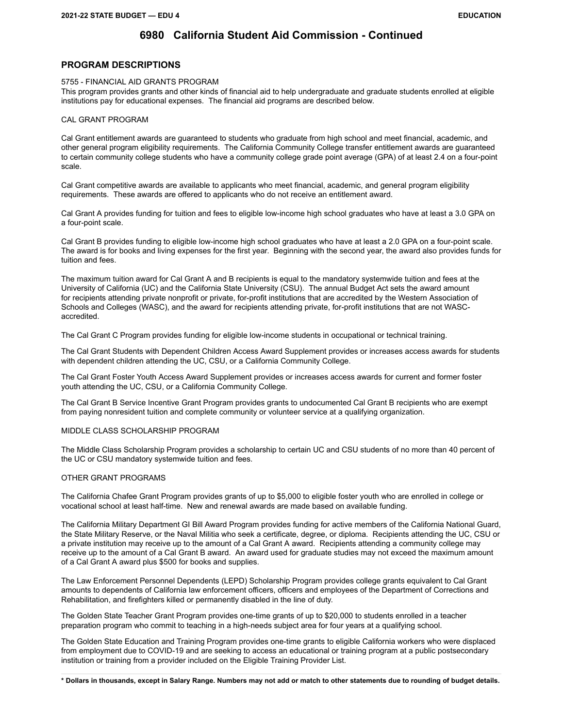# 6980 California Student Aid Commission - Continued

## PROGRAM DESCRIPTIONS

5755 - FINANCIAL AID GRANTS PROGRAM
This program provides grants and other kinds of financial aid to help undergraduate and graduate students enrolled at eligible institutions pay for educational expenses. The financial aid programs are described below.

CAL GRANT PROGRAM

Cal Grant entitlement awards are guaranteed to students who graduate from high school and meet financial, academic, and other general program eligibility requirements. The California Community College transfer entitlement awards are guaranteed to certain community college students who have a community college grade point average (GPA) of at least 2.4 on a four-point scale.

Cal Grant competitive awards are available to applicants who meet financial, academic, and general program eligibility requirements. These awards are offered to applicants who do not receive an entitlement award.

Cal Grant A provides funding for tuition and fees to eligible low-income high school graduates who have at least a 3.0 GPA on a four-point scale.

Cal Grant B provides funding to eligible low-income high school graduates who have at least a 2.0 GPA on a four-point scale. The award is for books and living expenses for the first year. Beginning with the second year, the award also provides funds for tuition and fees.

The maximum tuition award for Cal Grant A and B recipients is equal to the mandatory systemwide tuition and fees at the University of California (UC) and the California State University (CSU). The annual Budget Act sets the award amount for recipients attending private nonprofit or private, for-profit institutions that are accredited by the Western Association of Schools and Colleges (WASC), and the award for recipients attending private, for-profit institutions that are not WASC-accredited.

The Cal Grant C Program provides funding for eligible low-income students in occupational or technical training.

The Cal Grant Students with Dependent Children Access Award Supplement provides or increases access awards for students with dependent children attending the UC, CSU, or a California Community College.

The Cal Grant Foster Youth Access Award Supplement provides or increases access awards for current and former foster youth attending the UC, CSU, or a California Community College.

The Cal Grant B Service Incentive Grant Program provides grants to undocumented Cal Grant B recipients who are exempt from paying nonresident tuition and complete community or volunteer service at a qualifying organization.

MIDDLE CLASS SCHOLARSHIP PROGRAM

The Middle Class Scholarship Program provides a scholarship to certain UC and CSU students of no more than 40 percent of the UC or CSU mandatory systemwide tuition and fees.

OTHER GRANT PROGRAMS

The California Chafee Grant Program provides grants of up to $5,000 to eligible foster youth who are enrolled in college or vocational school at least half-time. New and renewal awards are made based on available funding.

The California Military Department GI Bill Award Program provides funding for active members of the California National Guard, the State Military Reserve, or the Naval Militia who seek a certificate, degree, or diploma. Recipients attending the UC, CSU or a private institution may receive up to the amount of a Cal Grant A award. Recipients attending a community college may receive up to the amount of a Cal Grant B award. An award used for graduate studies may not exceed the maximum amount of a Cal Grant A award plus $500 for books and supplies.

The Law Enforcement Personnel Dependents (LEPD) Scholarship Program provides college grants equivalent to Cal Grant amounts to dependents of California law enforcement officers, officers and employees of the Department of Corrections and Rehabilitation, and firefighters killed or permanently disabled in the line of duty.

The Golden State Teacher Grant Program provides one-time grants of up to $20,000 to students enrolled in a teacher preparation program who commit to teaching in a high-needs subject area for four years at a qualifying school.

The Golden State Education and Training Program provides one-time grants to eligible California workers who were displaced from employment due to COVID-19 and are seeking to access an educational or training program at a public postsecondary institution or training from a provider included on the Eligible Training Provider List.

**\* Dollars in thousands, except in Salary Range. Numbers may not add or match to other statements due to rounding of budget details.**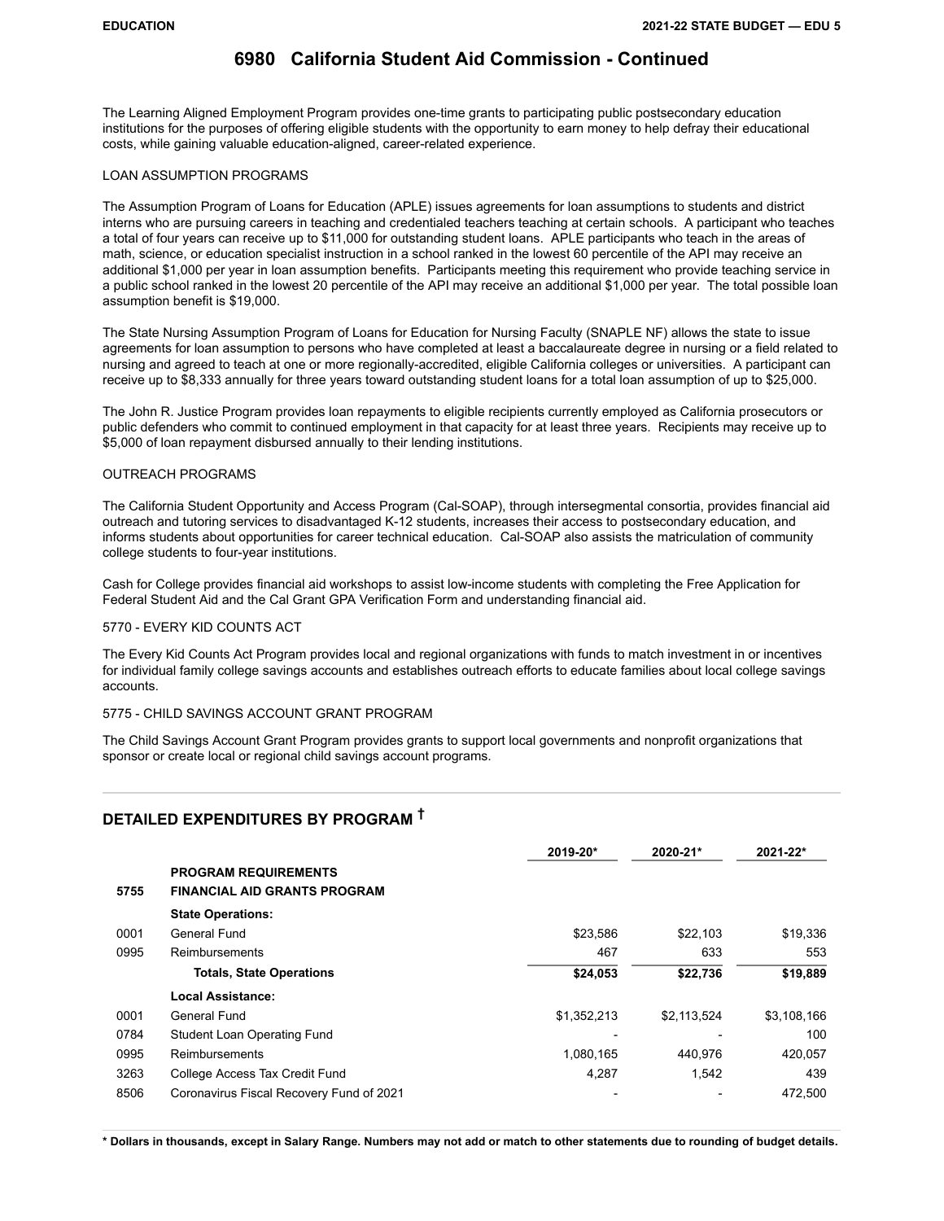# 6980 California Student Aid Commission - Continued

The Learning Aligned Employment Program provides one-time grants to participating public postsecondary education institutions for the purposes of offering eligible students with the opportunity to earn money to help defray their educational costs, while gaining valuable education-aligned, career-related experience.

LOAN ASSUMPTION PROGRAMS

The Assumption Program of Loans for Education (APLE) issues agreements for loan assumptions to students and district interns who are pursuing careers in teaching and credentialed teachers teaching at certain schools. A participant who teaches a total of four years can receive up to $11,000 for outstanding student loans. APLE participants who teach in the areas of math, science, or education specialist instruction in a school ranked in the lowest 60 percentile of the API may receive an additional $1,000 per year in loan assumption benefits. Participants meeting this requirement who provide teaching service in a public school ranked in the lowest 20 percentile of the API may receive an additional $1,000 per year. The total possible loan assumption benefit is $19,000.

The State Nursing Assumption Program of Loans for Education for Nursing Faculty (SNAPLE NF) allows the state to issue agreements for loan assumption to persons who have completed at least a baccalaureate degree in nursing or a field related to nursing and agreed to teach at one or more regionally-accredited, eligible California colleges or universities. A participant can receive up to $8,333 annually for three years toward outstanding student loans for a total loan assumption of up to $25,000.

The John R. Justice Program provides loan repayments to eligible recipients currently employed as California prosecutors or public defenders who commit to continued employment in that capacity for at least three years. Recipients may receive up to $5,000 of loan repayment disbursed annually to their lending institutions.

OUTREACH PROGRAMS

The California Student Opportunity and Access Program (Cal-SOAP), through intersegmental consortia, provides financial aid outreach and tutoring services to disadvantaged K-12 students, increases their access to postsecondary education, and informs students about opportunities for career technical education. Cal-SOAP also assists the matriculation of community college students to four-year institutions.

Cash for College provides financial aid workshops to assist low-income students with completing the Free Application for Federal Student Aid and the Cal Grant GPA Verification Form and understanding financial aid.

5770 - EVERY KID COUNTS ACT

The Every Kid Counts Act Program provides local and regional organizations with funds to match investment in or incentives for individual family college savings accounts and establishes outreach efforts to educate families about local college savings accounts.

5775 - CHILD SAVINGS ACCOUNT GRANT PROGRAM

The Child Savings Account Grant Program provides grants to support local governments and nonprofit organizations that sponsor or create local or regional child savings account programs.

## DETAILED EXPENDITURES BY PROGRAM †

| | | 2019-20* | 2020-21* | 2021-22* |
|---|---|---|---|---|
| | **PROGRAM REQUIREMENTS** | | | |
| **5755** | **FINANCIAL AID GRANTS PROGRAM** | | | |
| | **State Operations:** | | | |
| 0001 | General Fund | $23,586 | $22,103 | $19,336 |
| 0995 | Reimbursements | 467 | 633 | 553 |
| | **Totals, State Operations** | **$24,053** | **$22,736** | **$19,889** |
| | **Local Assistance:** | | | |
| 0001 | General Fund | $1,352,213 | $2,113,524 | $3,108,166 |
| 0784 | Student Loan Operating Fund | - | - | 100 |
| 0995 | Reimbursements | 1,080,165 | 440,976 | 420,057 |
| 3263 | College Access Tax Credit Fund | 4,287 | 1,542 | 439 |
| 8506 | Coronavirus Fiscal Recovery Fund of 2021 | - | - | 472,500 |

**\* Dollars in thousands, except in Salary Range. Numbers may not add or match to other statements due to rounding of budget details.**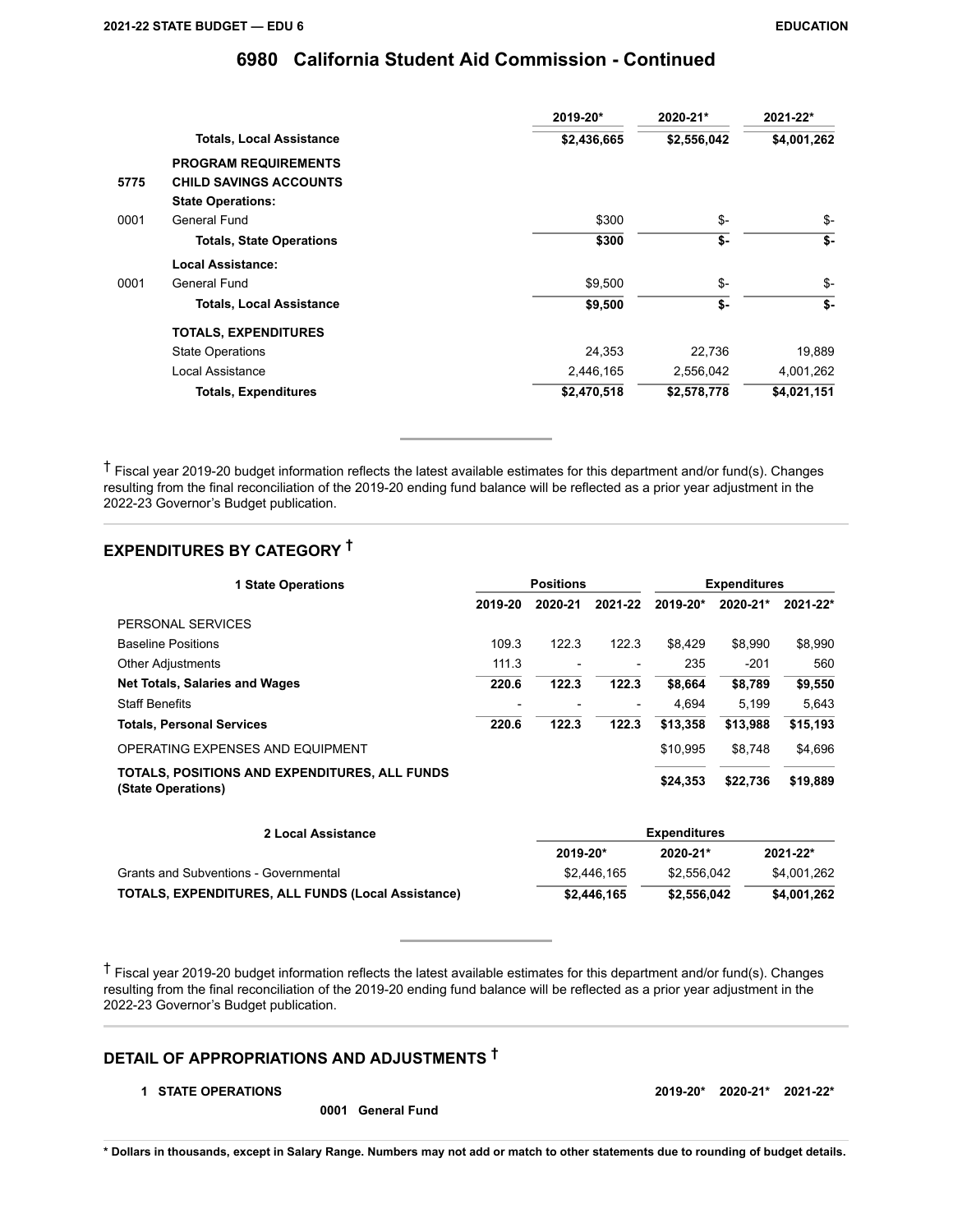## 6980 California Student Aid Commission - Continued

| | | 2019-20* | 2020-21* | 2021-22* |
|---|---|---|---|---|
| | **Totals, Local Assistance** | **$2,436,665** | **$2,556,042** | **$4,001,262** |
| | **PROGRAM REQUIREMENTS** | | | |
| 5775 | **CHILD SAVINGS ACCOUNTS** | | | |
| | **State Operations:** | | | |
| 0001 | General Fund | $300 | $- | $- |
| | **Totals, State Operations** | **$300** | **$-** | **$-** |
| | **Local Assistance:** | | | |
| 0001 | General Fund | $9,500 | $- | $- |
| | **Totals, Local Assistance** | **$9,500** | **$-** | **$-** |
| | **TOTALS, EXPENDITURES** | | | |
| | State Operations | 24,353 | 22,736 | 19,889 |
| | Local Assistance | 2,446,165 | 2,556,042 | 4,001,262 |
| | **Totals, Expenditures** | **$2,470,518** | **$2,578,778** | **$4,021,151** |

† Fiscal year 2019-20 budget information reflects the latest available estimates for this department and/or fund(s). Changes resulting from the final reconciliation of the 2019-20 ending fund balance will be reflected as a prior year adjustment in the 2022-23 Governor's Budget publication.

## EXPENDITURES BY CATEGORY †

| 1 State Operations | Positions | | | Expenditures | | |
|---|---|---|---|---|---|---|
| | 2019-20 | 2020-21 | 2021-22 | 2019-20* | 2020-21* | 2021-22* |
| PERSONAL SERVICES | | | | | | |
| Baseline Positions | 109.3 | 122.3 | 122.3 | $8,429 | $8,990 | $8,990 |
| Other Adjustments | 111.3 | - | - | 235 | -201 | 560 |
| **Net Totals, Salaries and Wages** | **220.6** | **122.3** | **122.3** | **$8,664** | **$8,789** | **$9,550** |
| Staff Benefits | - | - | - | 4,694 | 5,199 | 5,643 |
| **Totals, Personal Services** | **220.6** | **122.3** | **122.3** | **$13,358** | **$13,988** | **$15,193** |
| OPERATING EXPENSES AND EQUIPMENT | | | | $10,995 | $8,748 | $4,696 |
| **TOTALS, POSITIONS AND EXPENDITURES, ALL FUNDS (State Operations)** | | | | **$24,353** | **$22,736** | **$19,889** |

| 2 Local Assistance | Expenditures | | |
|---|---|---|---|
| | 2019-20* | 2020-21* | 2021-22* |
| Grants and Subventions - Governmental | $2,446,165 | $2,556,042 | $4,001,262 |
| **TOTALS, EXPENDITURES, ALL FUNDS (Local Assistance)** | **$2,446,165** | **$2,556,042** | **$4,001,262** |

† Fiscal year 2019-20 budget information reflects the latest available estimates for this department and/or fund(s). Changes resulting from the final reconciliation of the 2019-20 ending fund balance will be reflected as a prior year adjustment in the 2022-23 Governor's Budget publication.

## DETAIL OF APPROPRIATIONS AND ADJUSTMENTS †

| **1 STATE OPERATIONS** | **2019-20*** | **2020-21*** | **2021-22*** |
|---|---|---|---|
| **0001 General Fund** | | | |

**\* Dollars in thousands, except in Salary Range. Numbers may not add or match to other statements due to rounding of budget details.**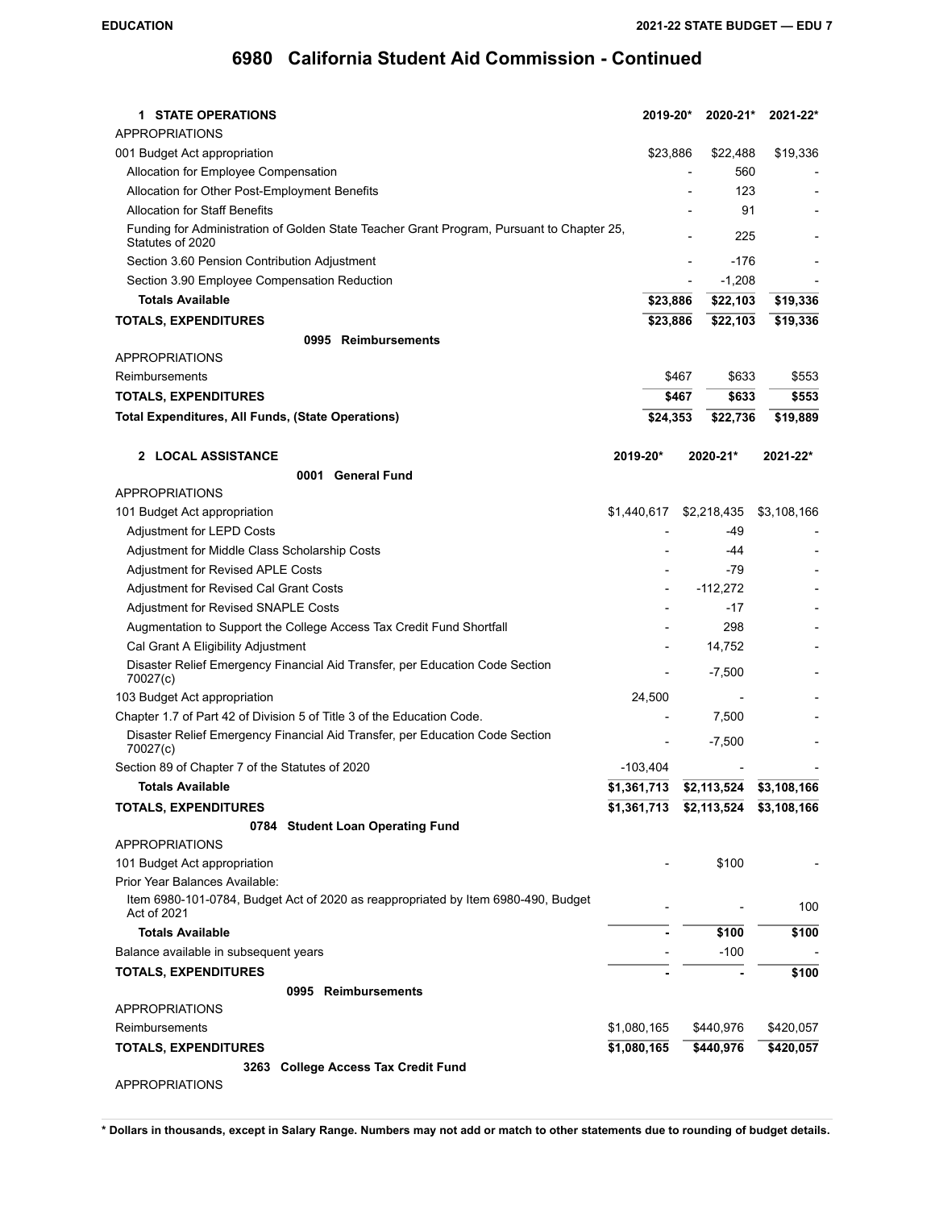# 6980 California Student Aid Commission - Continued

| 1 STATE OPERATIONS | 2019-20* | 2020-21* | 2021-22* |
|---|---|---|---|
| APPROPRIATIONS | | | |
| 001 Budget Act appropriation | $23,886 | $22,488 | $19,336 |
| Allocation for Employee Compensation | - | 560 | - |
| Allocation for Other Post-Employment Benefits | - | 123 | - |
| Allocation for Staff Benefits | - | 91 | - |
| Funding for Administration of Golden State Teacher Grant Program, Pursuant to Chapter 25, Statutes of 2020 | - | 225 | - |
| Section 3.60 Pension Contribution Adjustment | - | -176 | - |
| Section 3.90 Employee Compensation Reduction | - | -1,208 | - |
| **Totals Available** | **$23,886** | **$22,103** | **$19,336** |
| **TOTALS, EXPENDITURES** | **$23,886** | **$22,103** | **$19,336** |
| **0995 Reimbursements** | | | |
| APPROPRIATIONS | | | |
| Reimbursements | $467 | $633 | $553 |
| **TOTALS, EXPENDITURES** | **$467** | **$633** | **$553** |
| **Total Expenditures, All Funds, (State Operations)** | **$24,353** | **$22,736** | **$19,889** |

| 2 LOCAL ASSISTANCE | 2019-20* | 2020-21* | 2021-22* |
|---|---|---|---|
| **0001 General Fund** | | | |
| APPROPRIATIONS | | | |
| 101 Budget Act appropriation | $1,440,617 | $2,218,435 | $3,108,166 |
| Adjustment for LEPD Costs | - | -49 | - |
| Adjustment for Middle Class Scholarship Costs | - | -44 | - |
| Adjustment for Revised APLE Costs | - | -79 | - |
| Adjustment for Revised Cal Grant Costs | - | -112,272 | - |
| Adjustment for Revised SNAPLE Costs | - | -17 | - |
| Augmentation to Support the College Access Tax Credit Fund Shortfall | - | 298 | - |
| Cal Grant A Eligibility Adjustment | - | 14,752 | - |
| Disaster Relief Emergency Financial Aid Transfer, per Education Code Section 70027(c) | - | -7,500 | - |
| 103 Budget Act appropriation | 24,500 | - | - |
| Chapter 1.7 of Part 42 of Division 5 of Title 3 of the Education Code. | - | 7,500 | - |
| Disaster Relief Emergency Financial Aid Transfer, per Education Code Section 70027(c) | - | -7,500 | - |
| Section 89 of Chapter 7 of the Statutes of 2020 | -103,404 | - | - |
| **Totals Available** | **$1,361,713** | **$2,113,524** | **$3,108,166** |
| **TOTALS, EXPENDITURES** | **$1,361,713** | **$2,113,524** | **$3,108,166** |
| **0784 Student Loan Operating Fund** | | | |
| APPROPRIATIONS | | | |
| 101 Budget Act appropriation | - | $100 | - |
| Prior Year Balances Available: | | | |
| Item 6980-101-0784, Budget Act of 2020 as reappropriated by Item 6980-490, Budget Act of 2021 | - | - | 100 |
| **Totals Available** | **-** | **$100** | **$100** |
| Balance available in subsequent years | - | -100 | - |
| **TOTALS, EXPENDITURES** | **-** | **-** | **$100** |
| **0995 Reimbursements** | | | |
| APPROPRIATIONS | | | |
| Reimbursements | $1,080,165 | $440,976 | $420,057 |
| **TOTALS, EXPENDITURES** | **$1,080,165** | **$440,976** | **$420,057** |
| **3263 College Access Tax Credit Fund** | | | |
| APPROPRIATIONS | | | |

**\* Dollars in thousands, except in Salary Range. Numbers may not add or match to other statements due to rounding of budget details.**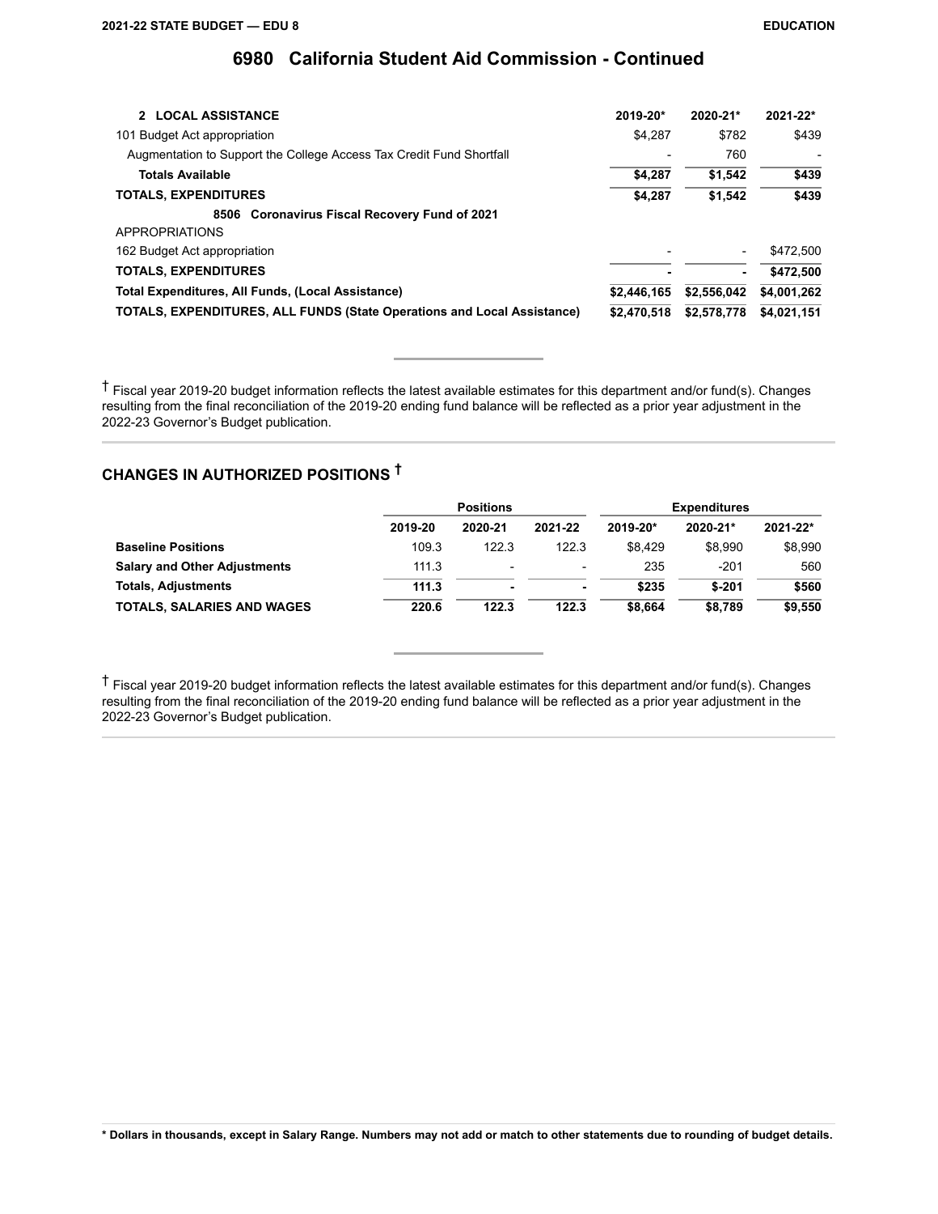# 6980 California Student Aid Commission - Continued

| 2 LOCAL ASSISTANCE | 2019-20* | 2020-21* | 2021-22* |
|---|---|---|---|
| 101 Budget Act appropriation | $4,287 | $782 | $439 |
| Augmentation to Support the College Access Tax Credit Fund Shortfall | - | 760 | - |
| **Totals Available** | **$4,287** | **$1,542** | **$439** |
| **TOTALS, EXPENDITURES** | **$4,287** | **$1,542** | **$439** |
| **8506 Coronavirus Fiscal Recovery Fund of 2021** | | | |
| APPROPRIATIONS | | | |
| 162 Budget Act appropriation | - | - | $472,500 |
| **TOTALS, EXPENDITURES** | **-** | **-** | **$472,500** |
| **Total Expenditures, All Funds, (Local Assistance)** | **$2,446,165** | **$2,556,042** | **$4,001,262** |
| **TOTALS, EXPENDITURES, ALL FUNDS (State Operations and Local Assistance)** | **$2,470,518** | **$2,578,778** | **$4,021,151** |

† Fiscal year 2019-20 budget information reflects the latest available estimates for this department and/or fund(s). Changes resulting from the final reconciliation of the 2019-20 ending fund balance will be reflected as a prior year adjustment in the 2022-23 Governor's Budget publication.

## CHANGES IN AUTHORIZED POSITIONS †

| | Positions | | | Expenditures | | |
|---|---|---|---|---|---|---|
| | 2019-20 | 2020-21 | 2021-22 | 2019-20* | 2020-21* | 2021-22* |
| **Baseline Positions** | 109.3 | 122.3 | 122.3 | $8,429 | $8,990 | $8,990 |
| **Salary and Other Adjustments** | 111.3 | - | - | 235 | -201 | 560 |
| **Totals, Adjustments** | **111.3** | **-** | **-** | **$235** | **$-201** | **$560** |
| **TOTALS, SALARIES AND WAGES** | **220.6** | **122.3** | **122.3** | **$8,664** | **$8,789** | **$9,550** |

† Fiscal year 2019-20 budget information reflects the latest available estimates for this department and/or fund(s). Changes resulting from the final reconciliation of the 2019-20 ending fund balance will be reflected as a prior year adjustment in the 2022-23 Governor's Budget publication.

**\* Dollars in thousands, except in Salary Range. Numbers may not add or match to other statements due to rounding of budget details.**